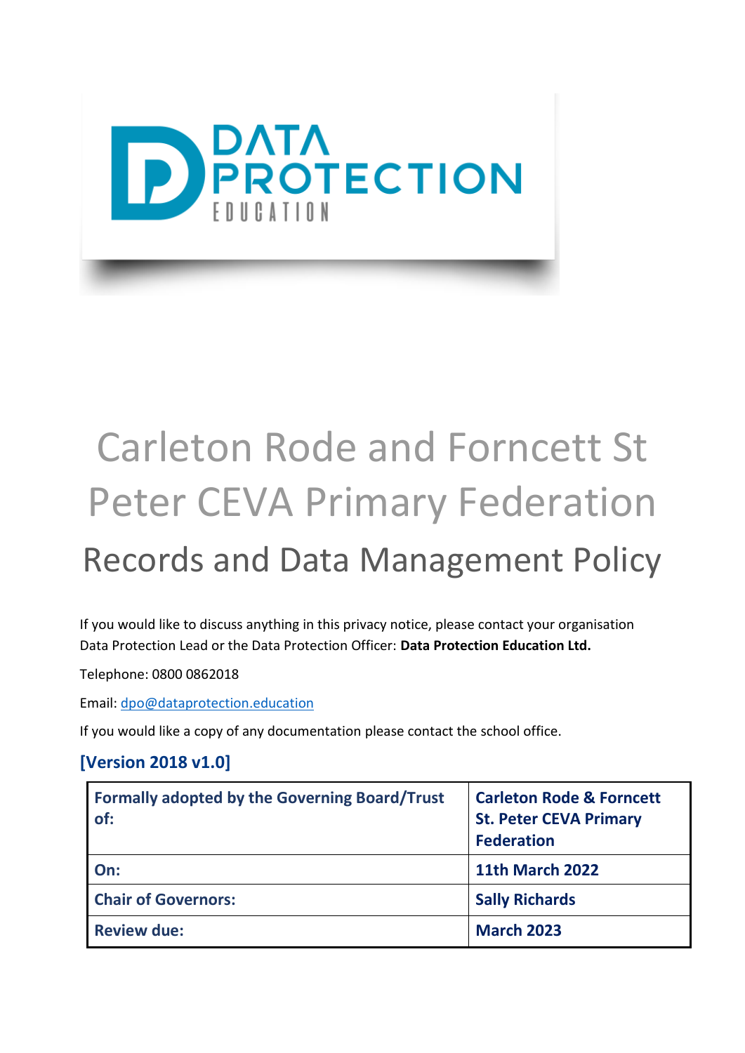# Carleton Rode and Forncett St Peter CEVA Primary Federation

## Records and Data Management Policy

If you would like to discuss anything in this privacy notice, please contact your organisation Data Protection Lead or the Data Protection Officer: **Data Protection Education Ltd.**

Telephone: 0800 0862018

Email: dpo@dataprotection.education

If you would like a copy of any documentation please contact the school office.

### [Version 2018 v1.0]

| **Formally adopted by the Governing Board/Trust of:** | **Carleton Rode & Forncett St. Peter CEVA Primary Federation** |
|---|---|
| **On:** | **11th March 2022** |
| **Chair of Governors:** | **Sally Richards** |
| **Review due:** | **March 2023** |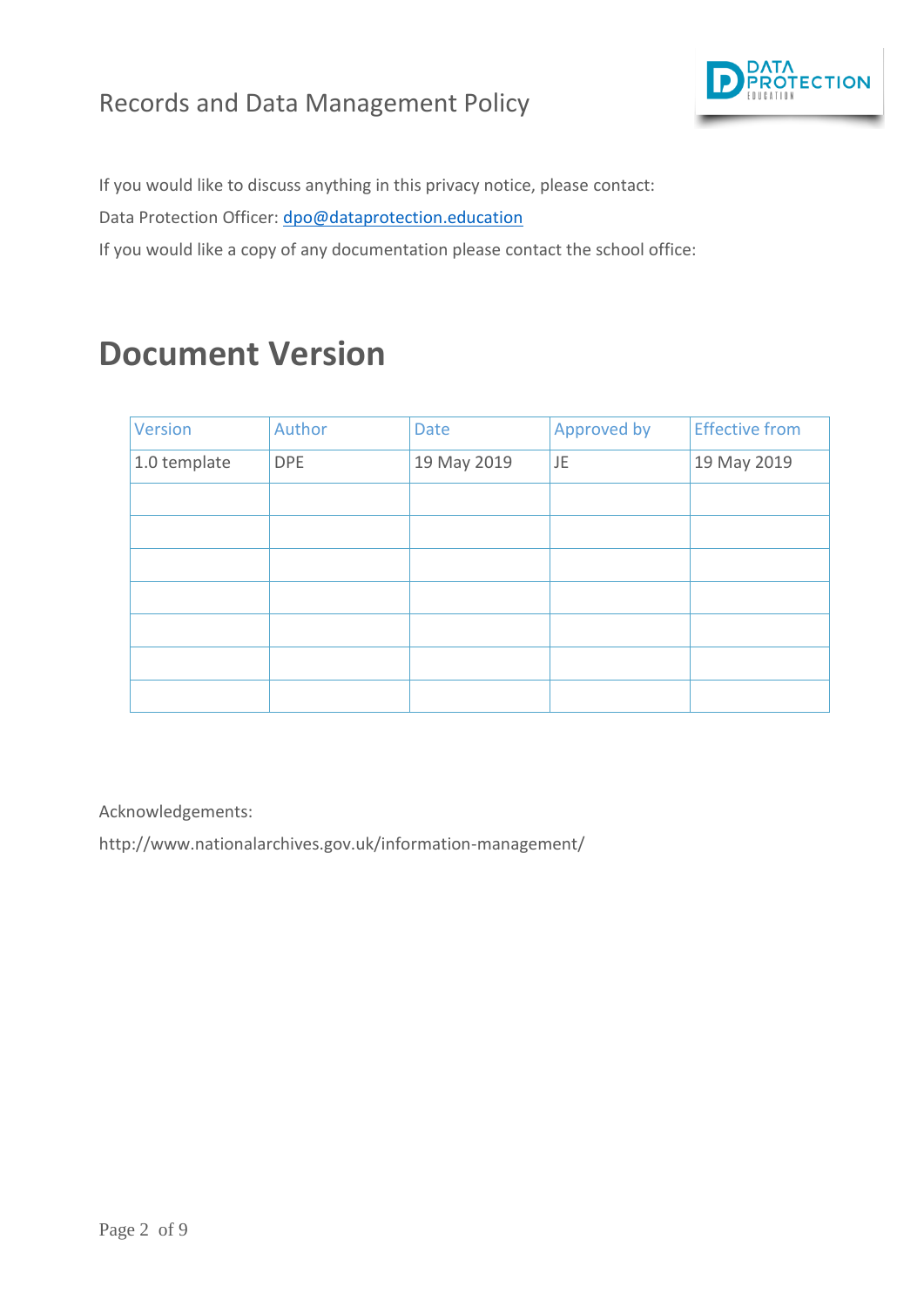If you would like to discuss anything in this privacy notice, please contact:

Data Protection Officer: dpo@dataprotection.education

If you would like a copy of any documentation please contact the school office:

# Document Version

| Version | Author | Date | Approved by | Effective from |
|---|---|---|---|---|
| 1.0 template | DPE | 19 May 2019 | JE | 19 May 2019 |
| | | | | |
| | | | | |
| | | | | |
| | | | | |
| | | | | |
| | | | | |
| | | | | |

Acknowledgements:

http://www.nationalarchives.gov.uk/information-management/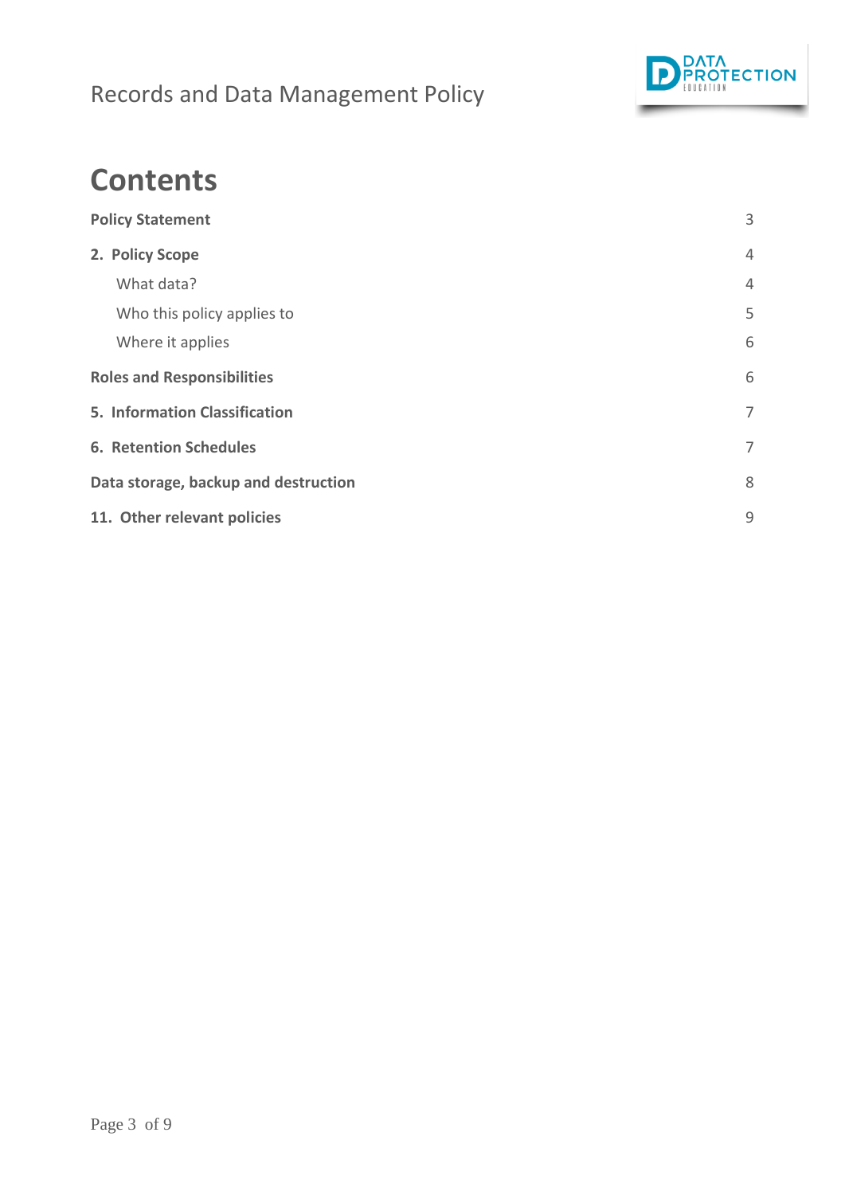# Contents

| | |
|---|---|
| **Policy Statement** | 3 |
| **2. Policy Scope** | 4 |
| What data? | 4 |
| Who this policy applies to | 5 |
| Where it applies | 6 |
| **Roles and Responsibilities** | 6 |
| **5. Information Classification** | 7 |
| **6. Retention Schedules** | 7 |
| **Data storage, backup and destruction** | 8 |
| **11. Other relevant policies** | 9 |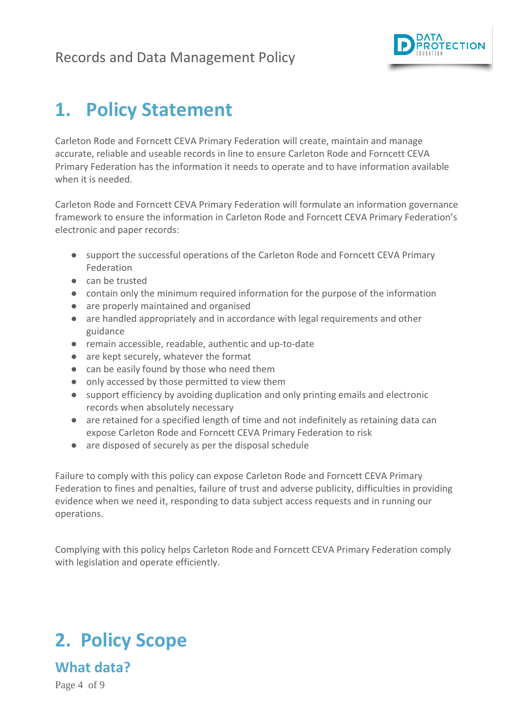# 1. Policy Statement

Carleton Rode and Forncett CEVA Primary Federation will create, maintain and manage accurate, reliable and useable records in line to ensure Carleton Rode and Forncett CEVA Primary Federation has the information it needs to operate and to have information available when it is needed.

Carleton Rode and Forncett CEVA Primary Federation will formulate an information governance framework to ensure the information in Carleton Rode and Forncett CEVA Primary Federation's electronic and paper records:

- support the successful operations of the Carleton Rode and Forncett CEVA Primary Federation
- can be trusted
- contain only the minimum required information for the purpose of the information
- are properly maintained and organised
- are handled appropriately and in accordance with legal requirements and other guidance
- remain accessible, readable, authentic and up-to-date
- are kept securely, whatever the format
- can be easily found by those who need them
- only accessed by those permitted to view them
- support efficiency by avoiding duplication and only printing emails and electronic records when absolutely necessary
- are retained for a specified length of time and not indefinitely as retaining data can expose Carleton Rode and Forncett CEVA Primary Federation to risk
- are disposed of securely as per the disposal schedule

Failure to comply with this policy can expose Carleton Rode and Forncett CEVA Primary Federation to fines and penalties, failure of trust and adverse publicity, difficulties in providing evidence when we need it, responding to data subject access requests and in running our operations.

Complying with this policy helps Carleton Rode and Forncett CEVA Primary Federation comply with legislation and operate efficiently.

# 2. Policy Scope

## What data?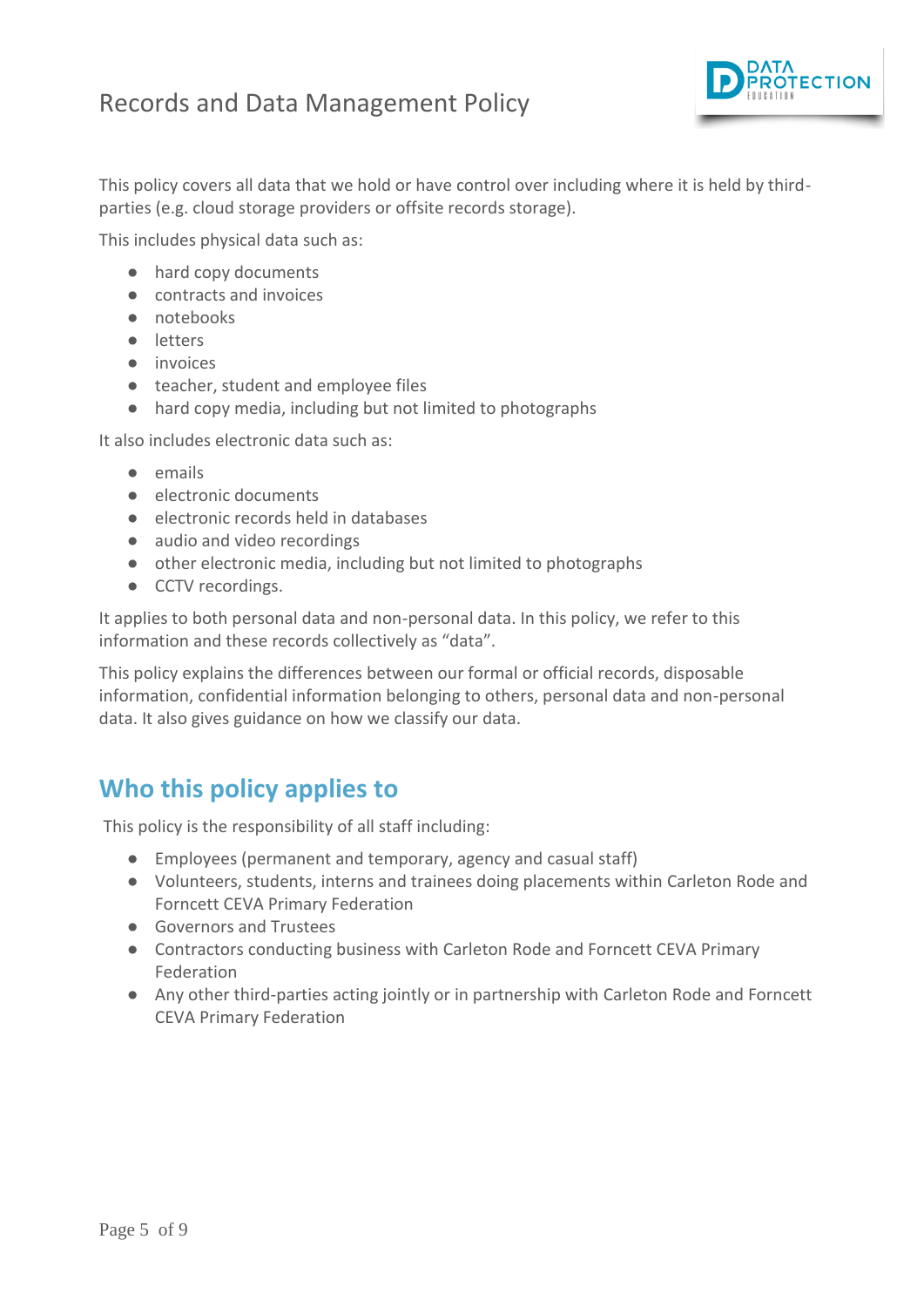This policy covers all data that we hold or have control over including where it is held by third-parties (e.g. cloud storage providers or offsite records storage).

This includes physical data such as:

- hard copy documents
- contracts and invoices
- notebooks
- letters
- invoices
- teacher, student and employee files
- hard copy media, including but not limited to photographs

It also includes electronic data such as:

- emails
- electronic documents
- electronic records held in databases
- audio and video recordings
- other electronic media, including but not limited to photographs
- CCTV recordings.

It applies to both personal data and non-personal data. In this policy, we refer to this information and these records collectively as "data".

This policy explains the differences between our formal or official records, disposable information, confidential information belonging to others, personal data and non-personal data. It also gives guidance on how we classify our data.

## Who this policy applies to

This policy is the responsibility of all staff including:

- Employees (permanent and temporary, agency and casual staff)
- Volunteers, students, interns and trainees doing placements within Carleton Rode and Forncett CEVA Primary Federation
- Governors and Trustees
- Contractors conducting business with Carleton Rode and Forncett CEVA Primary Federation
- Any other third-parties acting jointly or in partnership with Carleton Rode and Forncett CEVA Primary Federation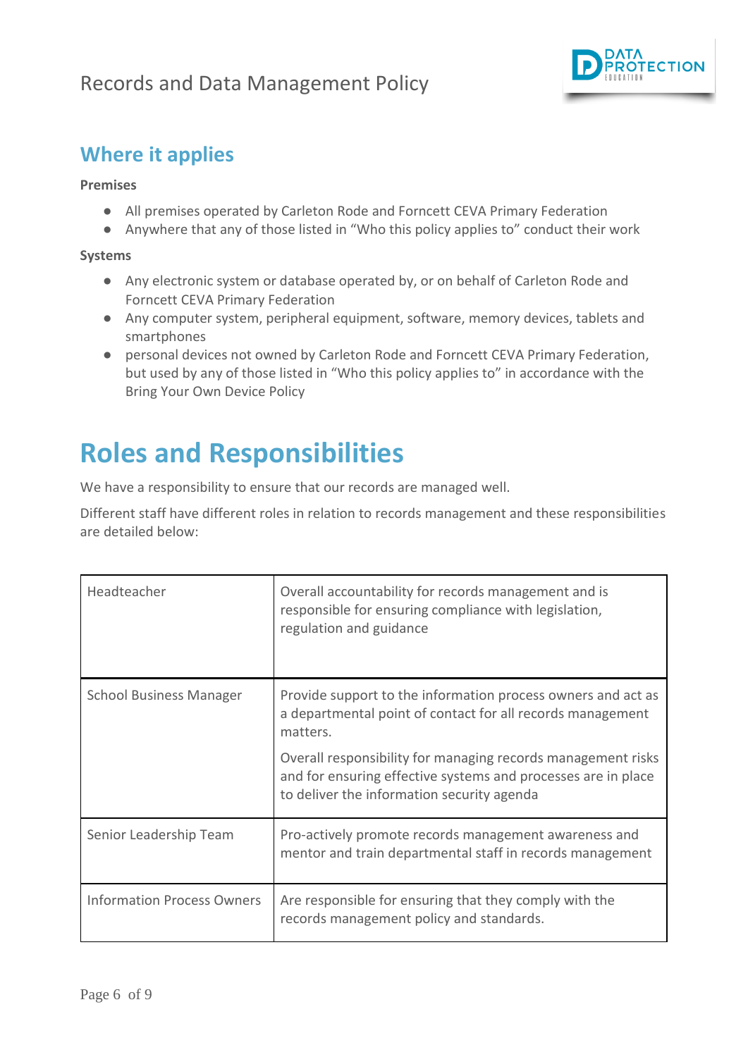## Where it applies

**Premises**

- All premises operated by Carleton Rode and Forncett CEVA Primary Federation
- Anywhere that any of those listed in “Who this policy applies to” conduct their work

**Systems**

- Any electronic system or database operated by, or on behalf of Carleton Rode and Forncett CEVA Primary Federation
- Any computer system, peripheral equipment, software, memory devices, tablets and smartphones
- personal devices not owned by Carleton Rode and Forncett CEVA Primary Federation, but used by any of those listed in “Who this policy applies to” in accordance with the Bring Your Own Device Policy

# Roles and Responsibilities

We have a responsibility to ensure that our records are managed well.

Different staff have different roles in relation to records management and these responsibilities are detailed below:

| | |
|---|---|
| Headteacher | Overall accountability for records management and is responsible for ensuring compliance with legislation, regulation and guidance |
| School Business Manager | Provide support to the information process owners and act as a departmental point of contact for all records management matters.<br><br>Overall responsibility for managing records management risks and for ensuring effective systems and processes are in place to deliver the information security agenda |
| Senior Leadership Team | Pro-actively promote records management awareness and mentor and train departmental staff in records management |
| Information Process Owners | Are responsible for ensuring that they comply with the records management policy and standards. |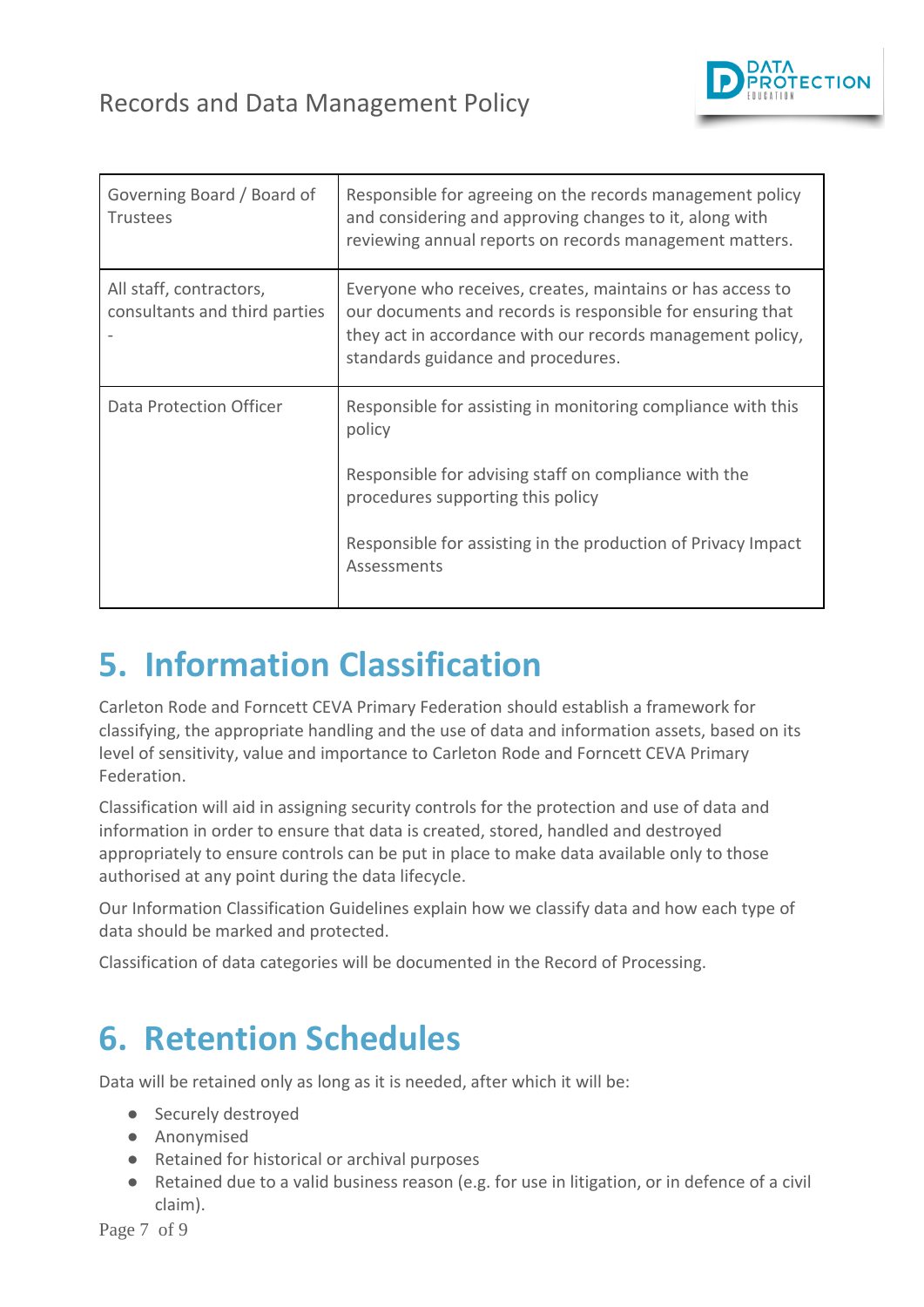| Governing Board / Board of Trustees | Responsible for agreeing on the records management policy and considering and approving changes to it, along with reviewing annual reports on records management matters. |
|---|---|
| All staff, contractors, consultants and third parties - | Everyone who receives, creates, maintains or has access to our documents and records is responsible for ensuring that they act in accordance with our records management policy, standards guidance and procedures. |
| Data Protection Officer | Responsible for assisting in monitoring compliance with this policy<br><br>Responsible for advising staff on compliance with the procedures supporting this policy<br><br>Responsible for assisting in the production of Privacy Impact Assessments |

# 5. Information Classification

Carleton Rode and Forncett CEVA Primary Federation should establish a framework for classifying, the appropriate handling and the use of data and information assets, based on its level of sensitivity, value and importance to Carleton Rode and Forncett CEVA Primary Federation.

Classification will aid in assigning security controls for the protection and use of data and information in order to ensure that data is created, stored, handled and destroyed appropriately to ensure controls can be put in place to make data available only to those authorised at any point during the data lifecycle.

Our Information Classification Guidelines explain how we classify data and how each type of data should be marked and protected.

Classification of data categories will be documented in the Record of Processing.

# 6. Retention Schedules

Data will be retained only as long as it is needed, after which it will be:

- Securely destroyed
- Anonymised
- Retained for historical or archival purposes
- Retained due to a valid business reason (e.g. for use in litigation, or in defence of a civil claim).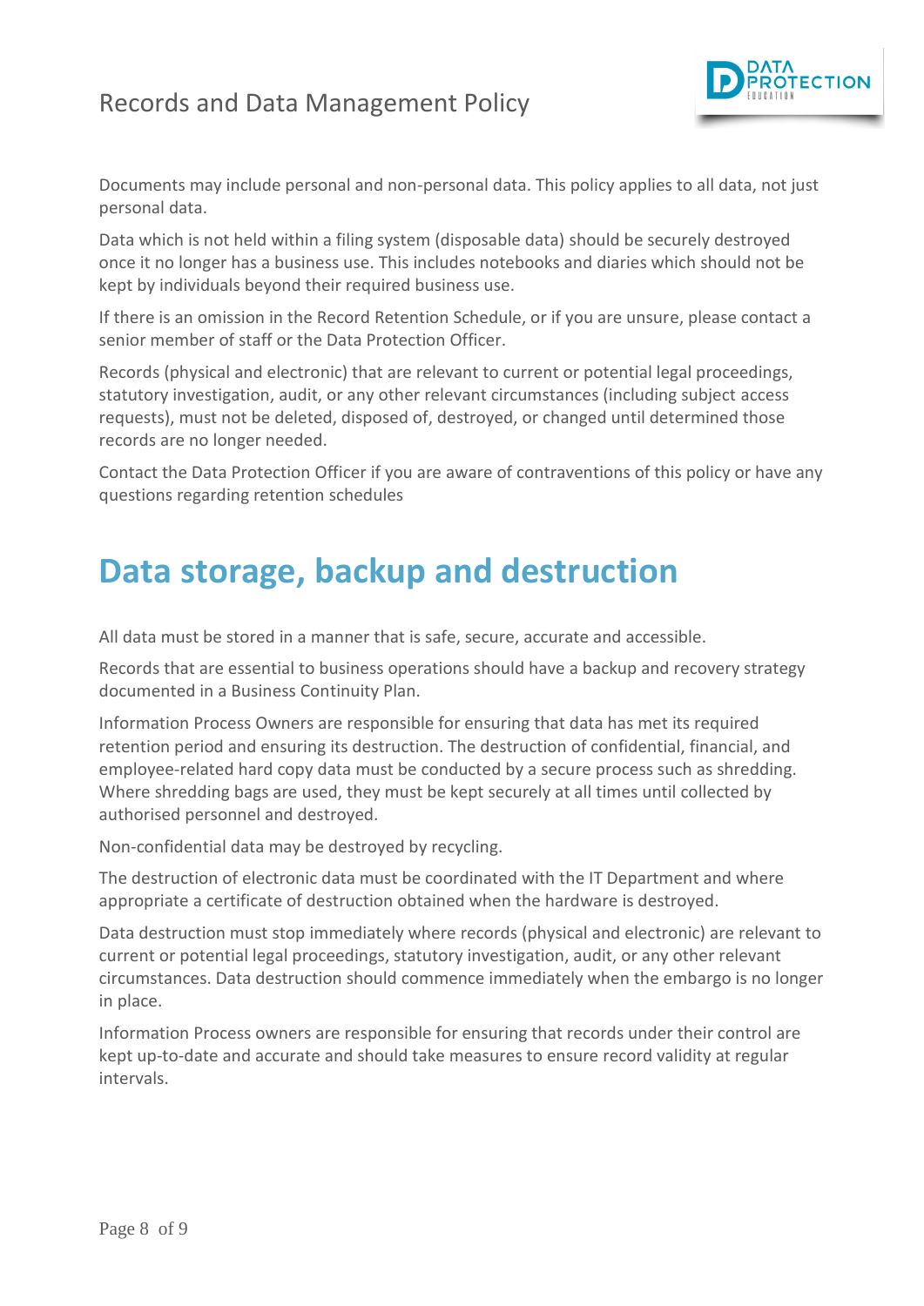Documents may include personal and non-personal data. This policy applies to all data, not just personal data.

Data which is not held within a filing system (disposable data) should be securely destroyed once it no longer has a business use. This includes notebooks and diaries which should not be kept by individuals beyond their required business use.

If there is an omission in the Record Retention Schedule, or if you are unsure, please contact a senior member of staff or the Data Protection Officer.

Records (physical and electronic) that are relevant to current or potential legal proceedings, statutory investigation, audit, or any other relevant circumstances (including subject access requests), must not be deleted, disposed of, destroyed, or changed until determined those records are no longer needed.

Contact the Data Protection Officer if you are aware of contraventions of this policy or have any questions regarding retention schedules

# Data storage, backup and destruction

All data must be stored in a manner that is safe, secure, accurate and accessible.

Records that are essential to business operations should have a backup and recovery strategy documented in a Business Continuity Plan.

Information Process Owners are responsible for ensuring that data has met its required retention period and ensuring its destruction. The destruction of confidential, financial, and employee-related hard copy data must be conducted by a secure process such as shredding. Where shredding bags are used, they must be kept securely at all times until collected by authorised personnel and destroyed.

Non-confidential data may be destroyed by recycling.

The destruction of electronic data must be coordinated with the IT Department and where appropriate a certificate of destruction obtained when the hardware is destroyed.

Data destruction must stop immediately where records (physical and electronic) are relevant to current or potential legal proceedings, statutory investigation, audit, or any other relevant circumstances. Data destruction should commence immediately when the embargo is no longer in place.

Information Process owners are responsible for ensuring that records under their control are kept up-to-date and accurate and should take measures to ensure record validity at regular intervals.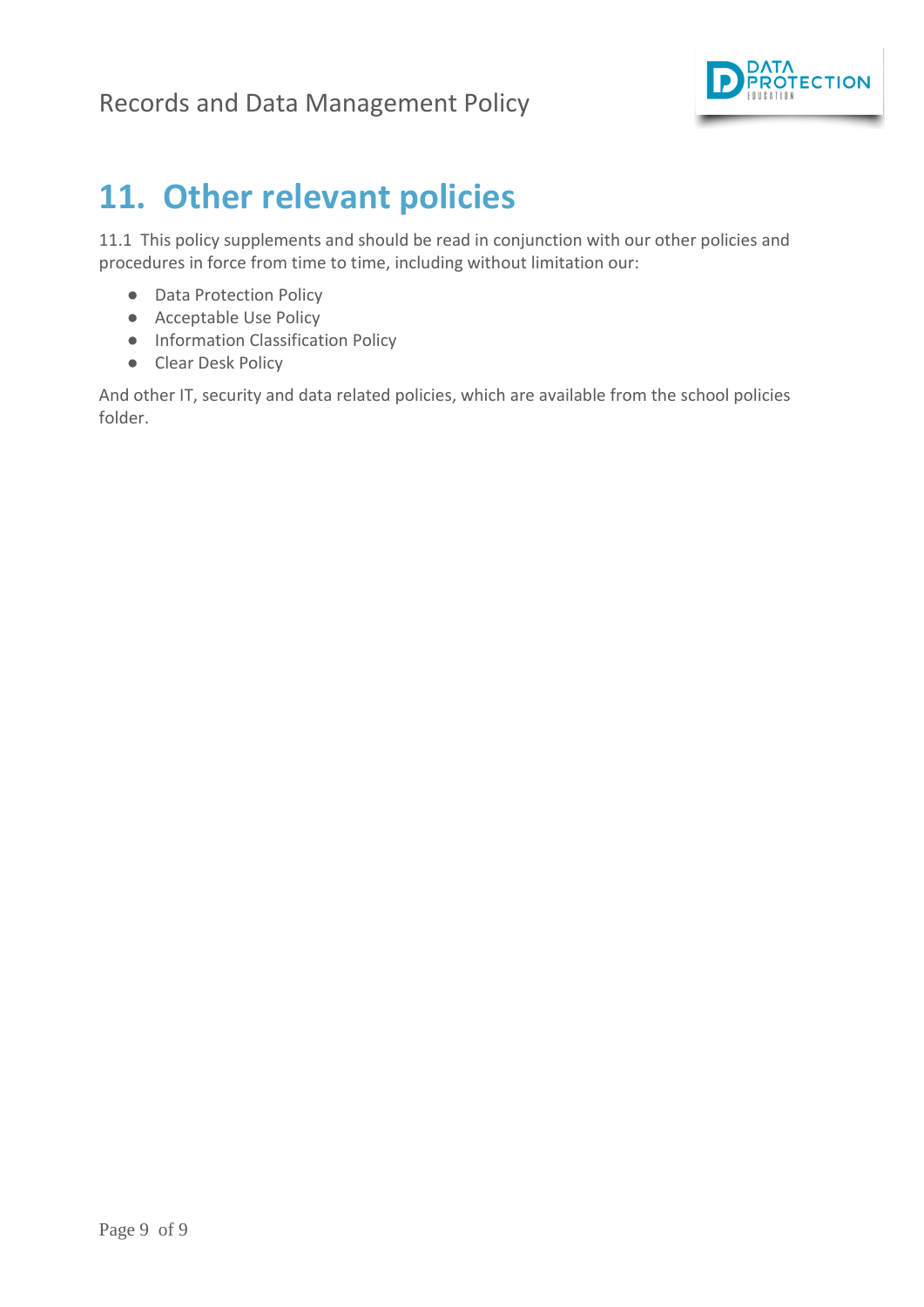## 11. Other relevant policies

11.1 This policy supplements and should be read in conjunction with our other policies and procedures in force from time to time, including without limitation our:

- Data Protection Policy
- Acceptable Use Policy
- Information Classification Policy
- Clear Desk Policy

And other IT, security and data related policies, which are available from the school policies folder.